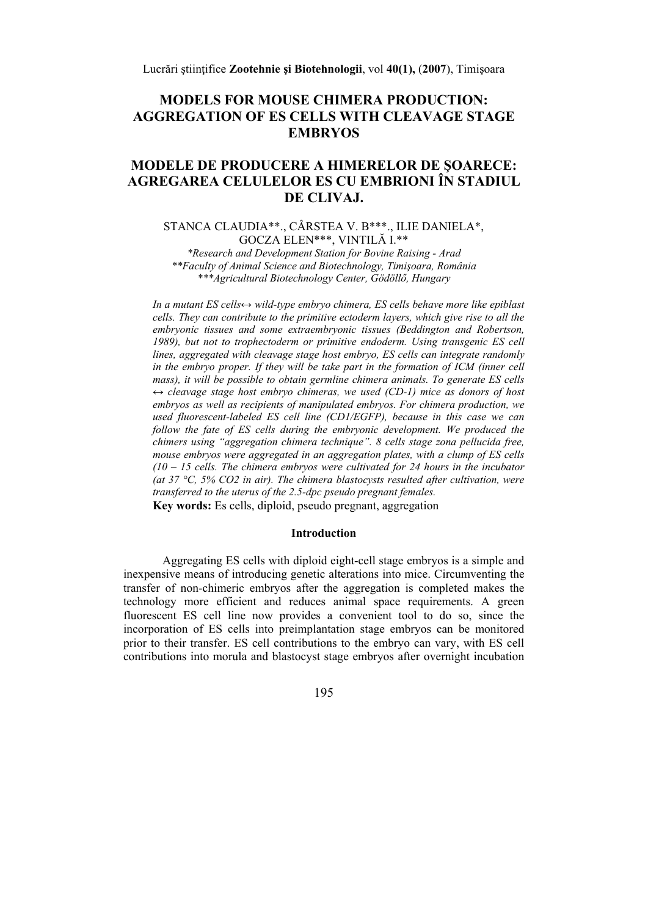# MODELS FOR MOUSE CHIMERA PRODUCTION: AGGREGATION OF ES CELLS WITH CLEAVAGE STAGE EMBRYOS

# MODELE DE PRODUCERE A HIMERELOR DE ŞOARECE: AGREGAREA CELULELOR ES CU EMBRIONI ÎN STADIUL DE CLIVAJ.

STANCA CLAUDIA**., CÂRSTEA V. B***., ILIE DANIELA*, GOCZA ELEN***, VINTILĂ I.**

*\*Research and Development Station for Bovine Raising - Arad*
*\*\*Faculty of Animal Science and Biotechnology, Timişoara, România*
*\*\*\*Agricultural Biotechnology Center, Gödöllő, Hungary*

*In a mutant ES cells↔ wild-type embryo chimera, ES cells behave more like epiblast cells. They can contribute to the primitive ectoderm layers, which give rise to all the embryonic tissues and some extraembryonic tissues (Beddington and Robertson, 1989), but not to trophectoderm or primitive endoderm. Using transgenic ES cell lines, aggregated with cleavage stage host embryo, ES cells can integrate randomly in the embryo proper. If they will be take part in the formation of ICM (inner cell mass), it will be possible to obtain germline chimera animals. To generate ES cells ↔ cleavage stage host embryo chimeras, we used (CD-1) mice as donors of host embryos as well as recipients of manipulated embryos. For chimera production, we used fluorescent-labeled ES cell line (CD1/EGFP), because in this case we can follow the fate of ES cells during the embryonic development. We produced the chimers using "aggregation chimera technique". 8 cells stage zona pellucida free, mouse embryos were aggregated in an aggregation plates, with a clump of ES cells (10 – 15 cells. The chimera embryos were cultivated for 24 hours in the incubator (at 37 °C, 5% CO2 in air). The chimera blastocysts resulted after cultivation, were transferred to the uterus of the 2.5-dpc pseudo pregnant females.*

**Key words:** Es cells, diploid, pseudo pregnant, aggregation

## Introduction

Aggregating ES cells with diploid eight-cell stage embryos is a simple and inexpensive means of introducing genetic alterations into mice. Circumventing the transfer of non-chimeric embryos after the aggregation is completed makes the technology more efficient and reduces animal space requirements. A green fluorescent ES cell line now provides a convenient tool to do so, since the incorporation of ES cells into preimplantation stage embryos can be monitored prior to their transfer. ES cell contributions to the embryo can vary, with ES cell contributions into morula and blastocyst stage embryos after overnight incubation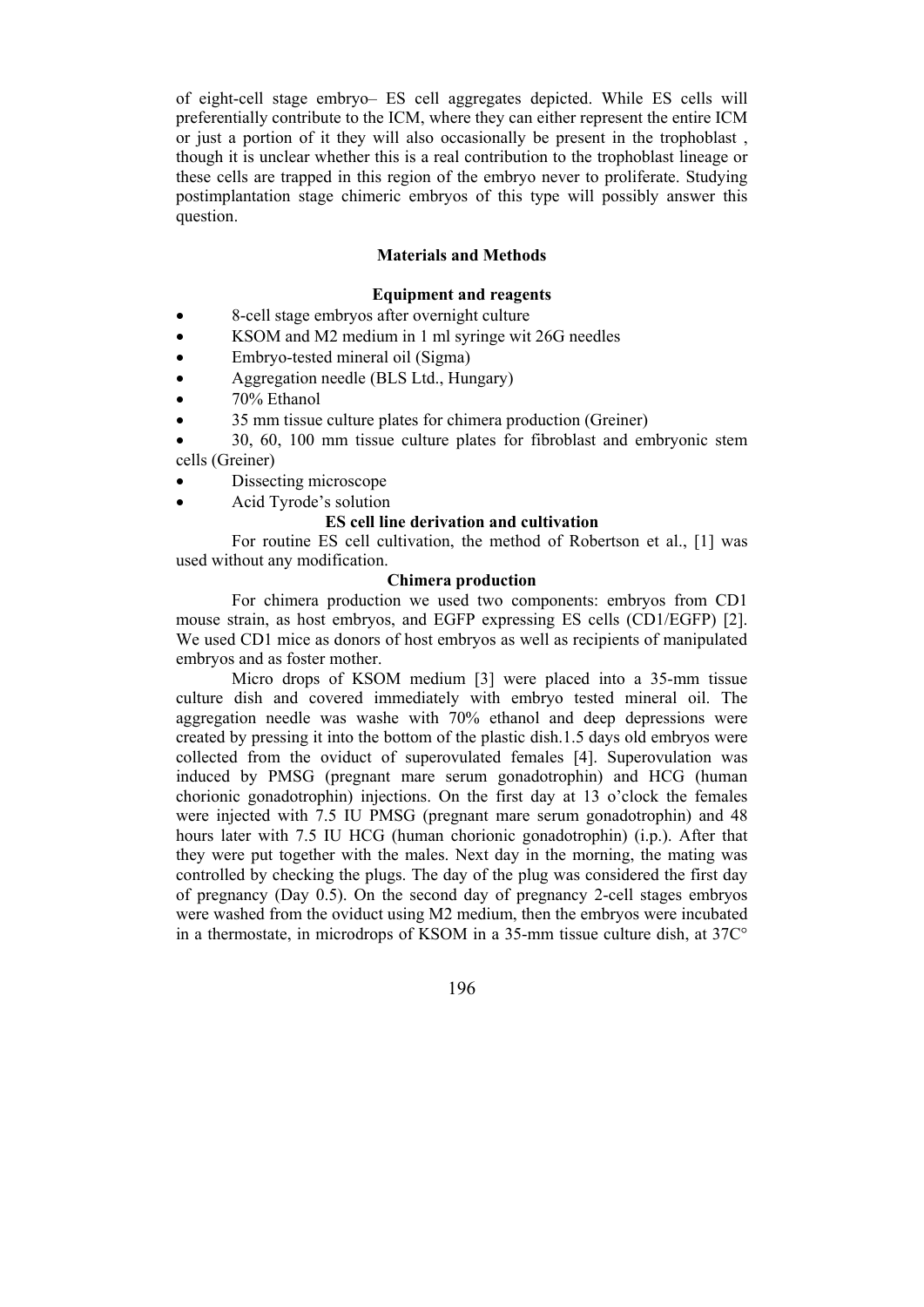of eight-cell stage embryo– ES cell aggregates depicted. While ES cells will preferentially contribute to the ICM, where they can either represent the entire ICM or just a portion of it they will also occasionally be present in the trophoblast , though it is unclear whether this is a real contribution to the trophoblast lineage or these cells are trapped in this region of the embryo never to proliferate. Studying postimplantation stage chimeric embryos of this type will possibly answer this question.

## Materials and Methods

### Equipment and reagents

- 8-cell stage embryos after overnight culture
- KSOM and M2 medium in 1 ml syringe wit 26G needles
- Embryo-tested mineral oil (Sigma)
- Aggregation needle (BLS Ltd., Hungary)
- 70% Ethanol
- 35 mm tissue culture plates for chimera production (Greiner)
- 30, 60, 100 mm tissue culture plates for fibroblast and embryonic stem cells (Greiner)
- Dissecting microscope
- Acid Tyrode's solution

### ES cell line derivation and cultivation

For routine ES cell cultivation, the method of Robertson et al., [1] was used without any modification.

### Chimera production

For chimera production we used two components: embryos from CD1 mouse strain, as host embryos, and EGFP expressing ES cells (CD1/EGFP) [2]. We used CD1 mice as donors of host embryos as well as recipients of manipulated embryos and as foster mother.

Micro drops of KSOM medium [3] were placed into a 35-mm tissue culture dish and covered immediately with embryo tested mineral oil. The aggregation needle was washe with 70% ethanol and deep depressions were created by pressing it into the bottom of the plastic dish.1.5 days old embryos were collected from the oviduct of superovulated females [4]. Superovulation was induced by PMSG (pregnant mare serum gonadotrophin) and HCG (human chorionic gonadotrophin) injections. On the first day at 13 o'clock the females were injected with 7.5 IU PMSG (pregnant mare serum gonadotrophin) and 48 hours later with 7.5 IU HCG (human chorionic gonadotrophin) (i.p.). After that they were put together with the males. Next day in the morning, the mating was controlled by checking the plugs. The day of the plug was considered the first day of pregnancy (Day 0.5). On the second day of pregnancy 2-cell stages embryos were washed from the oviduct using M2 medium, then the embryos were incubated in a thermostate, in microdrops of KSOM in a 35-mm tissue culture dish, at 37C°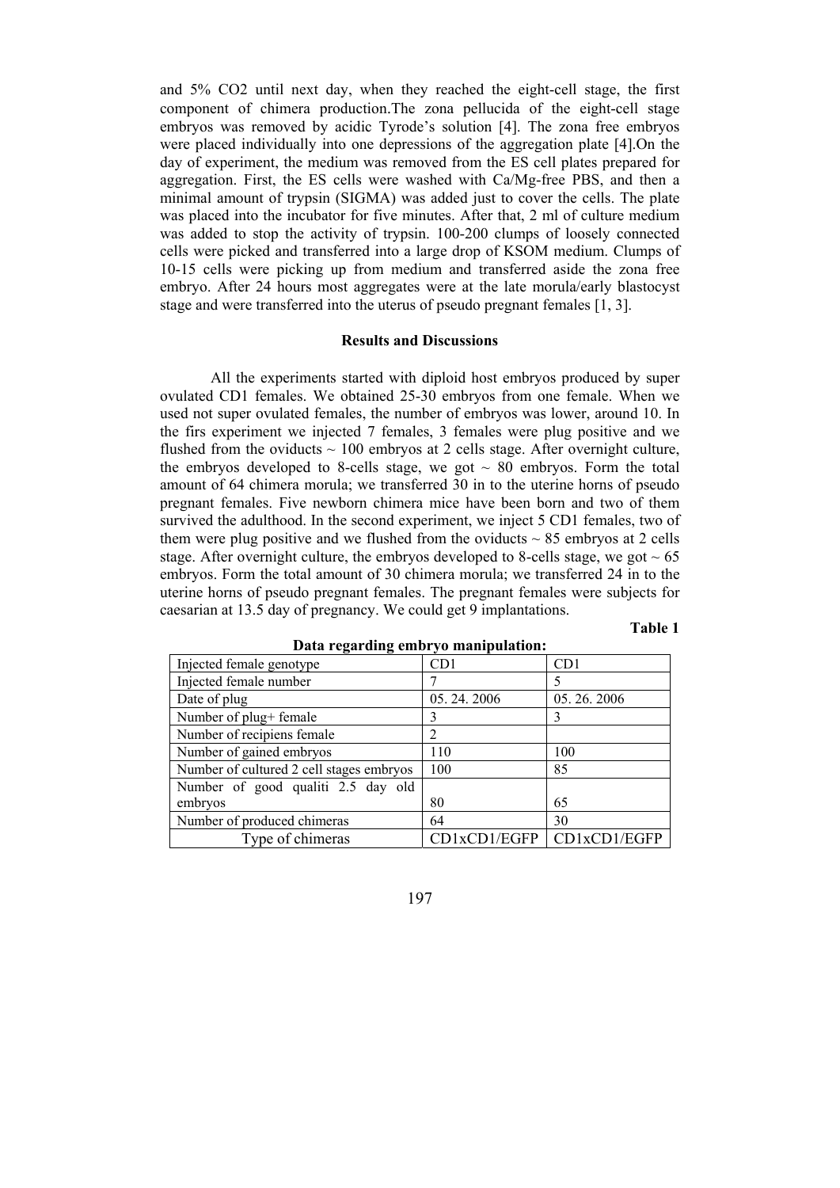and 5% $CO_2$ until next day, when they reached the eight-cell stage, the first component of chimera production.The zona pellucida of the eight-cell stage embryos was removed by acidic Tyrode's solution [4]. The zona free embryos were placed individually into one depressions of the aggregation plate [4].On the day of experiment, the medium was removed from the ES cell plates prepared for aggregation. First, the ES cells were washed with Ca/Mg-free PBS, and then a minimal amount of trypsin (SIGMA) was added just to cover the cells. The plate was placed into the incubator for five minutes. After that, 2 ml of culture medium was added to stop the activity of trypsin. 100-200 clumps of loosely connected cells were picked and transferred into a large drop of KSOM medium. Clumps of 10-15 cells were picking up from medium and transferred aside the zona free embryo. After 24 hours most aggregates were at the late morula/early blastocyst stage and were transferred into the uterus of pseudo pregnant females [1, 3].

## Results and Discussions

All the experiments started with diploid host embryos produced by super ovulated CD1 females. We obtained 25-30 embryos from one female. When we used not super ovulated females, the number of embryos was lower, around 10. In the firs experiment we injected 7 females, 3 females were plug positive and we flushed from the oviducts ~ 100 embryos at 2 cells stage. After overnight culture, the embryos developed to 8-cells stage, we got ~ 80 embryos. Form the total amount of 64 chimera morula; we transferred 30 in to the uterine horns of pseudo pregnant females. Five newborn chimera mice have been born and two of them survived the adulthood. In the second experiment, we inject 5 CD1 females, two of them were plug positive and we flushed from the oviducts ~ 85 embryos at 2 cells stage. After overnight culture, the embryos developed to 8-cells stage, we got ~ 65 embryos. Form the total amount of 30 chimera morula; we transferred 24 in to the uterine horns of pseudo pregnant females. The pregnant females were subjects for caesarian at 13.5 day of pregnancy. We could get 9 implantations.

**Table 1**

**Data regarding embryo manipulation:**

| Injected female genotype | CD1 | CD1 |
|---|---|---|
| Injected female number | 7 | 5 |
| Date of plug | 05. 24. 2006 | 05. 26. 2006 |
| Number of plug+ female | 3 | 3 |
| Number of recipiens female | 2 | |
| Number of gained embryos | 110 | 100 |
| Number of cultured 2 cell stages embryos | 100 | 85 |
| Number of good qualiti 2.5 day old embryos | 80 | 65 |
| Number of produced chimeras | 64 | 30 |
| Type of chimeras | CD1xCD1/EGFP | CD1xCD1/EGFP |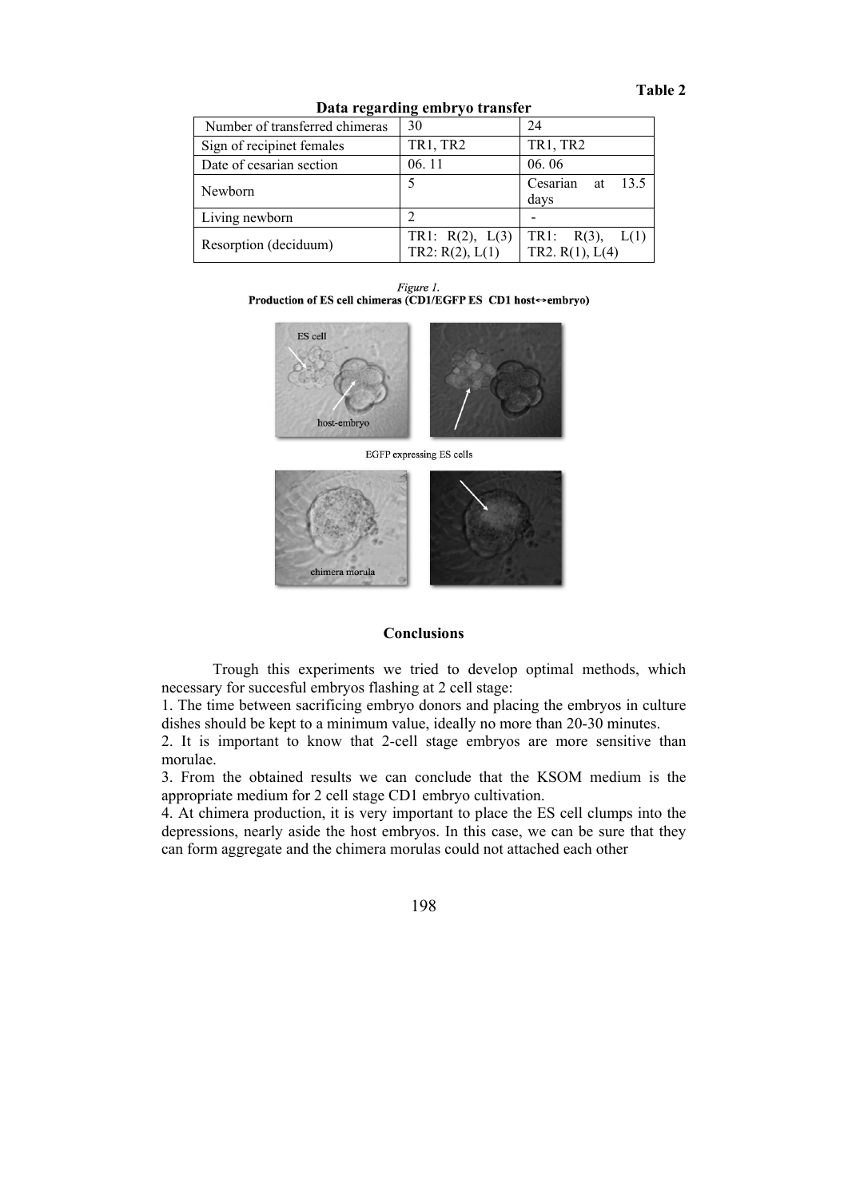**Table 2**

**Data regarding embryo transfer**

| Number of transferred chimeras | 30 | 24 |
|---|---|---|
| Sign of recipinet females | TR1, TR2 | TR1, TR2 |
| Date of cesarian section | 06. 11 | 06. 06 |
| Newborn | 5 | Cesarian at 13.5 days |
| Living newborn | 2 | - |
| Resorption (deciduum) | TR1: R(2), L(3) TR2: R(2), L(1) | TR1: R(3), L(1) TR2. R(1), L(4) |

*Figure 1.*
**Production of ES cell chimeras (CD1/EGFP ES CD1 host↔embryo)**

## Conclusions

Trough this experiments we tried to develop optimal methods, which necessary for succesful embryos flashing at 2 cell stage:

1. The time between sacrificing embryo donors and placing the embryos in culture dishes should be kept to a minimum value, ideally no more than 20-30 minutes.
2. It is important to know that 2-cell stage embryos are more sensitive than morulae.
3. From the obtained results we can conclude that the KSOM medium is the appropriate medium for 2 cell stage CD1 embryo cultivation.
4. At chimera production, it is very important to place the ES cell clumps into the depressions, nearly aside the host embryos. In this case, we can be sure that they can form aggregate and the chimera morulas could not attached each other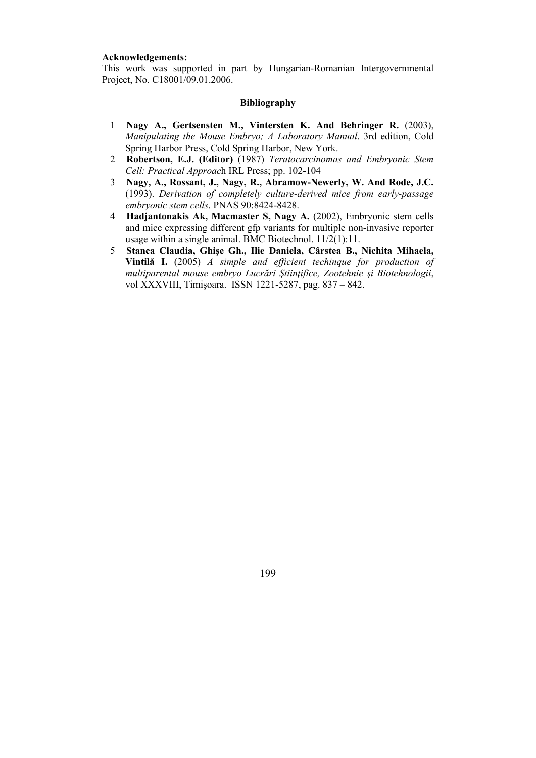**Acknowledgements:**

This work was supported in part by Hungarian-Romanian Intergovernmental Project, No. C18001/09.01.2006.

### Bibliography

1. **Nagy A., Gertsensten M., Vintersten K. And Behringer R.** (2003), *Manipulating the Mouse Embryo; A Laboratory Manual*. 3rd edition, Cold Spring Harbor Press, Cold Spring Harbor, New York.
2. **Robertson, E.J. (Editor)** (1987) *Teratocarcinomas and Embryonic Stem Cell: Practical Approac*h IRL Press; pp. 102-104
3. **Nagy, A., Rossant, J., Nagy, R., Abramow-Newerly, W. And Rode, J.C.** (1993). *Derivation of completely culture-derived mice from early-passage embryonic stem cells*. PNAS 90:8424-8428.
4. **Hadjantonakis Ak, Macmaster S, Nagy A.** (2002), Embryonic stem cells and mice expressing different gfp variants for multiple non-invasive reporter usage within a single animal. BMC Biotechnol. 11/2(1):11.
5. **Stanca Claudia, Ghişe Gh., Ilie Daniela, Cârstea B., Nichita Mihaela, Vintilă I.** (2005) *A simple and efficient techinque for production of multiparental mouse embryo Lucrări Ştiinţifice, Zootehnie şi Biotehnologii*, vol XXXVIII, Timişoara. ISSN 1221-5287, pag. 837 – 842.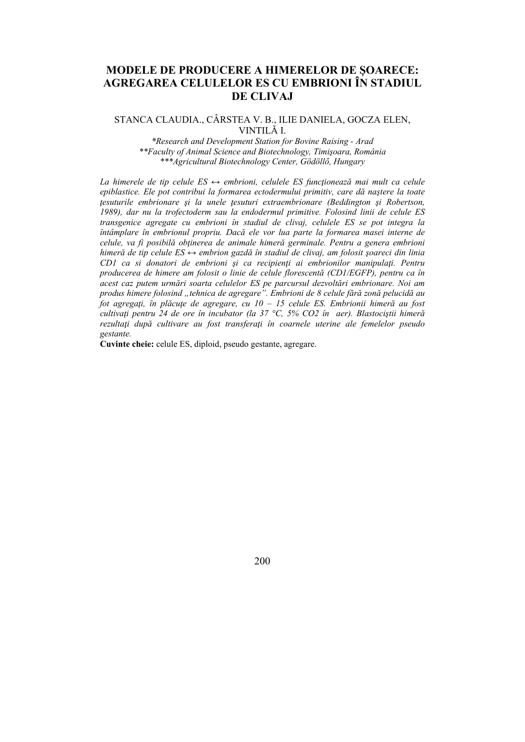# MODELE DE PRODUCERE A HIMERELOR DE ŞOARECE: AGREGAREA CELULELOR ES CU EMBRIONI ÎN STADIUL DE CLIVAJ

STANCA CLAUDIA., CÂRSTEA V. B., ILIE DANIELA, GOCZA ELEN, VINTILĂ I.

*\*Research and Development Station for Bovine Raising - Arad*
*\*\*Faculty of Animal Science and Biotechnology, Timişoara, România*
*\*\*\*Agricultural Biotechnology Center, Gödöllő, Hungary*

*La himerele de tip celule ES ↔ embrioni, celulele ES funcţionează mai mult ca celule epiblastice. Ele pot contribui la formarea ectodermului primitiv, care dă naştere la toate ţesuturile embrionare şi la unele ţesuturi extraembrionare (Beddington şi Robertson, 1989), dar nu la trofectoderm sau la endodermul primitive. Folosind linii de celule ES transgenice agregate cu embrioni în stadiul de clivaj, celulele ES se pot integra la întâmplare în embrionul propriu. Dacă ele vor lua parte la formarea masei interne de celule, va fi posibilă obţinerea de animale himeră germinale. Pentru a genera embrioni himeră de tip celule ES ↔ embrion gazdă în stadiul de clivaj, am folosit şoareci din linia CD1 ca si donatori de embrioni şi ca recipienţi ai embrionilor manipulaţi. Pentru producerea de himere am folosit o linie de celule florescentă (CD1/EGFP), pentru ca în acest caz putem urmări soarta celulelor ES pe parcursul dezvoltări embrionare. Noi am produs himere folosind „tehnica de agregare". Embrioni de 8 celule fără zonă pelucidă au fot agregaţi, în plăcuţe de agregare, cu 10 – 15 celule ES. Embrionii himeră au fost cultivaţi pentru 24 de ore în incubator (la 37 °C, 5% CO2 în aer). Blastociştii himeră rezultaţi după cultivare au fost transferaţi în coarnele uterine ale femelelor pseudo gestante.*

**Cuvinte cheie:** celule ES, diploid, pseudo gestante, agregare.